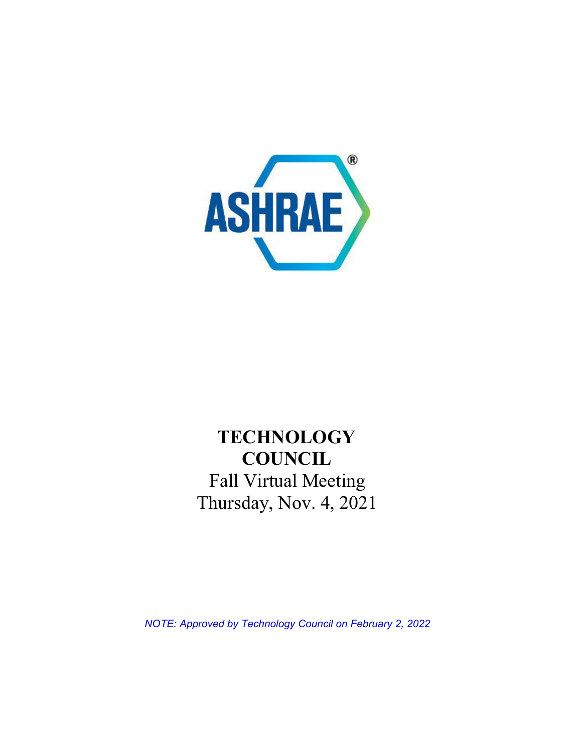ASHRAE

# TECHNOLOGY COUNCIL

Fall Virtual Meeting

Thursday, Nov. 4, 2021

*NOTE: Approved by Technology Council on February 2, 2022*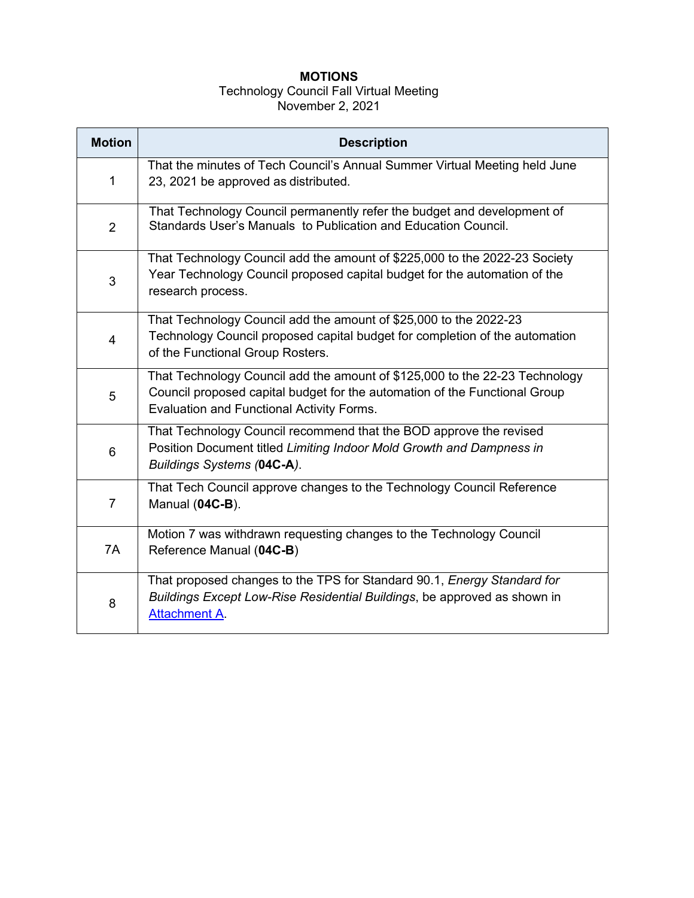**MOTIONS**

Technology Council Fall Virtual Meeting
November 2, 2021

| Motion | Description |
|---|---|
| 1 | That the minutes of Tech Council's Annual Summer Virtual Meeting held June 23, 2021 be approved as distributed. |
| 2 | That Technology Council permanently refer the budget and development of Standards User's Manuals to Publication and Education Council. |
| 3 | That Technology Council add the amount of $225,000 to the 2022-23 Society Year Technology Council proposed capital budget for the automation of the research process. |
| 4 | That Technology Council add the amount of $25,000 to the 2022-23 Technology Council proposed capital budget for completion of the automation of the Functional Group Rosters. |
| 5 | That Technology Council add the amount of $125,000 to the 22-23 Technology Council proposed capital budget for the automation of the Functional Group Evaluation and Functional Activity Forms. |
| 6 | That Technology Council recommend that the BOD approve the revised Position Document titled *Limiting Indoor Mold Growth and Dampness in Buildings Systems (***04C-A***).* |
| 7 | That Tech Council approve changes to the Technology Council Reference Manual (**04C-B**). |
| 7A | Motion 7 was withdrawn requesting changes to the Technology Council Reference Manual (**04C-B**) |
| 8 | That proposed changes to the TPS for Standard 90.1, *Energy Standard for Buildings Except Low-Rise Residential Buildings*, be approved as shown in Attachment A. |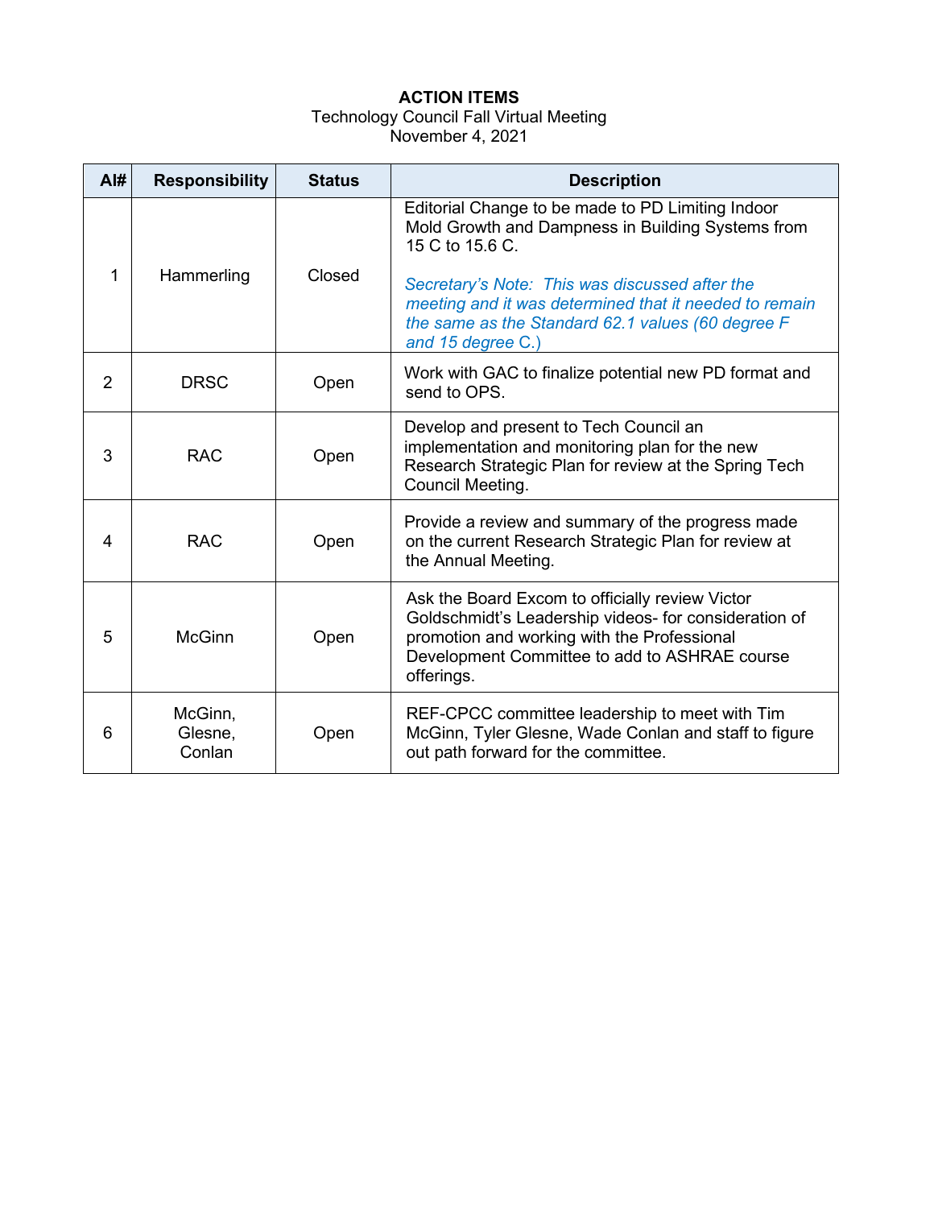**ACTION ITEMS**

Technology Council Fall Virtual Meeting

November 4, 2021

| AI# | Responsibility | Status | Description |
|---|---|---|---|
| 1 | Hammerling | Closed | Editorial Change to be made to PD Limiting Indoor Mold Growth and Dampness in Building Systems from 15 C to 15.6 C.<br><br>*Secretary's Note: This was discussed after the meeting and it was determined that it needed to remain the same as the Standard 62.1 values (60 degree F and 15 degree C.)* |
| 2 | DRSC | Open | Work with GAC to finalize potential new PD format and send to OPS. |
| 3 | RAC | Open | Develop and present to Tech Council an implementation and monitoring plan for the new Research Strategic Plan for review at the Spring Tech Council Meeting. |
| 4 | RAC | Open | Provide a review and summary of the progress made on the current Research Strategic Plan for review at the Annual Meeting. |
| 5 | McGinn | Open | Ask the Board Excom to officially review Victor Goldschmidt's Leadership videos- for consideration of promotion and working with the Professional Development Committee to add to ASHRAE course offerings. |
| 6 | McGinn, Glesne, Conlan | Open | REF-CPCC committee leadership to meet with Tim McGinn, Tyler Glesne, Wade Conlan and staff to figure out path forward for the committee. |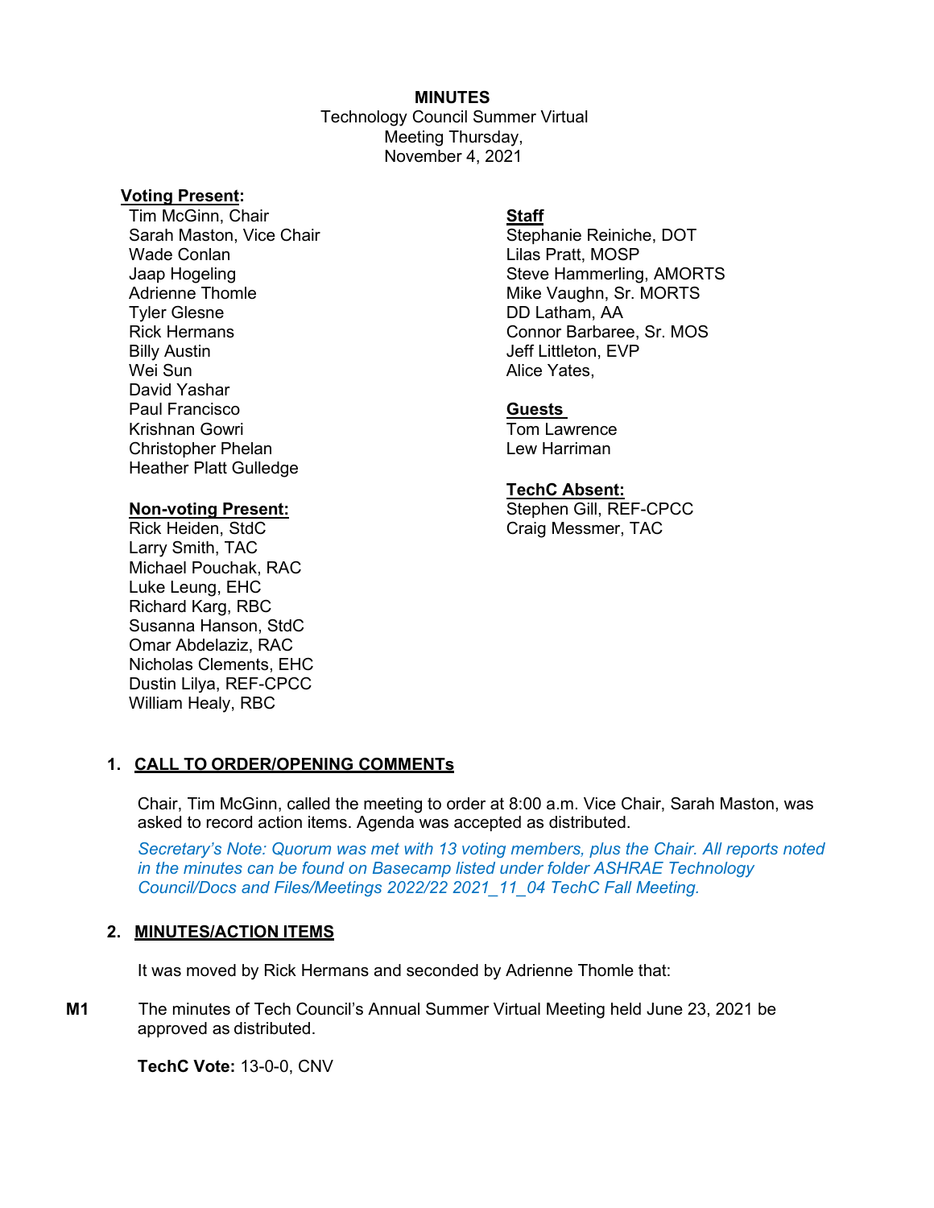**MINUTES**

Technology Council Summer Virtual
Meeting Thursday,
November 4, 2021

**Voting Present:**

Tim McGinn, Chair
Sarah Maston, Vice Chair
Wade Conlan
Jaap Hogeling
Adrienne Thomle
Tyler Glesne
Rick Hermans
Billy Austin
Wei Sun
David Yashar
Paul Francisco
Krishnan Gowri
Christopher Phelan
Heather Platt Gulledge

**Non-voting Present:**

Rick Heiden, StdC
Larry Smith, TAC
Michael Pouchak, RAC
Luke Leung, EHC
Richard Karg, RBC
Susanna Hanson, StdC
Omar Abdelaziz, RAC
Nicholas Clements, EHC
Dustin Lilya, REF-CPCC
William Healy, RBC

**Staff**

Stephanie Reiniche, DOT
Lilas Pratt, MOSP
Steve Hammerling, AMORTS
Mike Vaughn, Sr. MORTS
DD Latham, AA
Connor Barbaree, Sr. MOS
Jeff Littleton, EVP
Alice Yates,

**Guests**

Tom Lawrence
Lew Harriman

**TechC Absent:**

Stephen Gill, REF-CPCC
Craig Messmer, TAC

## 1. CALL TO ORDER/OPENING COMMENTs

Chair, Tim McGinn, called the meeting to order at 8:00 a.m. Vice Chair, Sarah Maston, was asked to record action items. Agenda was accepted as distributed.

*Secretary's Note: Quorum was met with 13 voting members, plus the Chair. All reports noted in the minutes can be found on Basecamp listed under folder ASHRAE Technology Council/Docs and Files/Meetings 2022/22 2021_11_04 TechC Fall Meeting.*

## 2. MINUTES/ACTION ITEMS

It was moved by Rick Hermans and seconded by Adrienne Thomle that:

**M1** The minutes of Tech Council's Annual Summer Virtual Meeting held June 23, 2021 be approved as distributed.

**TechC Vote:** 13-0-0, CNV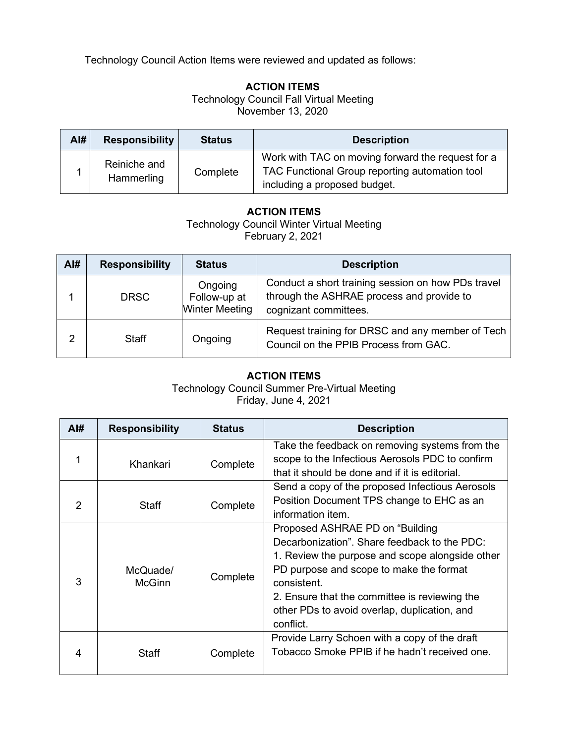Technology Council Action Items were reviewed and updated as follows:

**ACTION ITEMS**
Technology Council Fall Virtual Meeting
November 13, 2020

| AI# | Responsibility | Status | Description |
|---|---|---|---|
| 1 | Reiniche and Hammerling | Complete | Work with TAC on moving forward the request for a TAC Functional Group reporting automation tool including a proposed budget. |

**ACTION ITEMS**
Technology Council Winter Virtual Meeting
February 2, 2021

| AI# | Responsibility | Status | Description |
|---|---|---|---|
| 1 | DRSC | Ongoing Follow-up at Winter Meeting | Conduct a short training session on how PDs travel through the ASHRAE process and provide to cognizant committees. |
| 2 | Staff | Ongoing | Request training for DRSC and any member of Tech Council on the PPIB Process from GAC. |

**ACTION ITEMS**
Technology Council Summer Pre-Virtual Meeting
Friday, June 4, 2021

| AI# | Responsibility | Status | Description |
|---|---|---|---|
| 1 | Khankari | Complete | Take the feedback on removing systems from the scope to the Infectious Aerosols PDC to confirm that it should be done and if it is editorial. |
| 2 | Staff | Complete | Send a copy of the proposed Infectious Aerosols Position Document TPS change to EHC as an information item. |
| 3 | McQuade/ McGinn | Complete | Proposed ASHRAE PD on "Building Decarbonization". Share feedback to the PDC:<br>1. Review the purpose and scope alongside other PD purpose and scope to make the format consistent.<br>2. Ensure that the committee is reviewing the other PDs to avoid overlap, duplication, and conflict. |
| 4 | Staff | Complete | Provide Larry Schoen with a copy of the draft Tobacco Smoke PPIB if he hadn't received one. |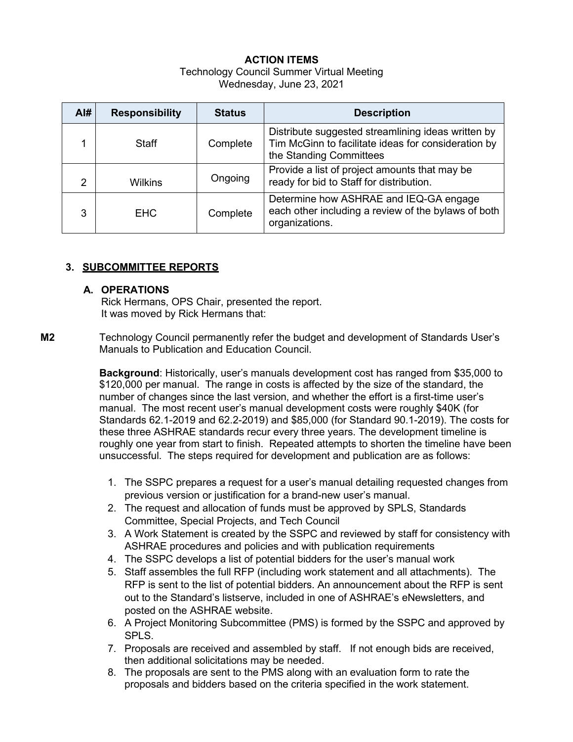**ACTION ITEMS**

Technology Council Summer Virtual Meeting
Wednesday, June 23, 2021

| AI# | Responsibility | Status | Description |
|---|---|---|---|
| 1 | Staff | Complete | Distribute suggested streamlining ideas written by Tim McGinn to facilitate ideas for consideration by the Standing Committees |
| 2 | Wilkins | Ongoing | Provide a list of project amounts that may be ready for bid to Staff for distribution. |
| 3 | EHC | Complete | Determine how ASHRAE and IEQ-GA engage each other including a review of the bylaws of both organizations. |

## 3. SUBCOMMITTEE REPORTS

### A. OPERATIONS

Rick Hermans, OPS Chair, presented the report.
It was moved by Rick Hermans that:

**M2** Technology Council permanently refer the budget and development of Standards User's Manuals to Publication and Education Council.

**Background**: Historically, user's manuals development cost has ranged from $35,000 to $120,000 per manual. The range in costs is affected by the size of the standard, the number of changes since the last version, and whether the effort is a first-time user's manual. The most recent user's manual development costs were roughly $40K (for Standards 62.1-2019 and 62.2-2019) and $85,000 (for Standard 90.1-2019). The costs for these three ASHRAE standards recur every three years. The development timeline is roughly one year from start to finish. Repeated attempts to shorten the timeline have been unsuccessful. The steps required for development and publication are as follows:

1. The SSPC prepares a request for a user's manual detailing requested changes from previous version or justification for a brand-new user's manual.
2. The request and allocation of funds must be approved by SPLS, Standards Committee, Special Projects, and Tech Council
3. A Work Statement is created by the SSPC and reviewed by staff for consistency with ASHRAE procedures and policies and with publication requirements
4. The SSPC develops a list of potential bidders for the user's manual work
5. Staff assembles the full RFP (including work statement and all attachments). The RFP is sent to the list of potential bidders. An announcement about the RFP is sent out to the Standard's listserve, included in one of ASHRAE's eNewsletters, and posted on the ASHRAE website.
6. A Project Monitoring Subcommittee (PMS) is formed by the SSPC and approved by SPLS.
7. Proposals are received and assembled by staff. If not enough bids are received, then additional solicitations may be needed.
8. The proposals are sent to the PMS along with an evaluation form to rate the proposals and bidders based on the criteria specified in the work statement.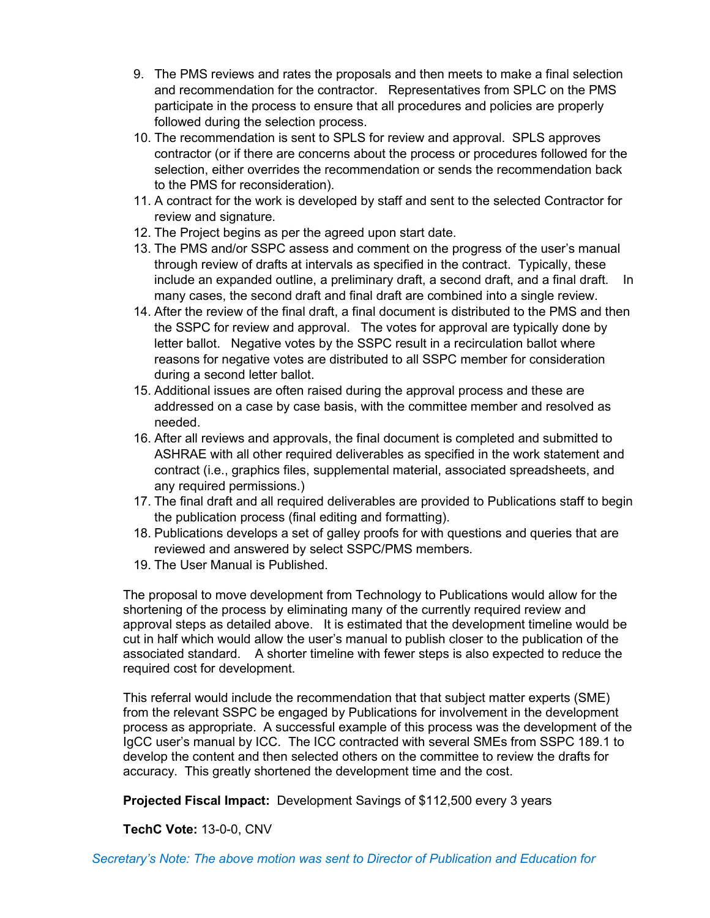9. The PMS reviews and rates the proposals and then meets to make a final selection and recommendation for the contractor. Representatives from SPLC on the PMS participate in the process to ensure that all procedures and policies are properly followed during the selection process.
10. The recommendation is sent to SPLS for review and approval. SPLS approves contractor (or if there are concerns about the process or procedures followed for the selection, either overrides the recommendation or sends the recommendation back to the PMS for reconsideration).
11. A contract for the work is developed by staff and sent to the selected Contractor for review and signature.
12. The Project begins as per the agreed upon start date.
13. The PMS and/or SSPC assess and comment on the progress of the user's manual through review of drafts at intervals as specified in the contract. Typically, these include an expanded outline, a preliminary draft, a second draft, and a final draft. In many cases, the second draft and final draft are combined into a single review.
14. After the review of the final draft, a final document is distributed to the PMS and then the SSPC for review and approval. The votes for approval are typically done by letter ballot. Negative votes by the SSPC result in a recirculation ballot where reasons for negative votes are distributed to all SSPC member for consideration during a second letter ballot.
15. Additional issues are often raised during the approval process and these are addressed on a case by case basis, with the committee member and resolved as needed.
16. After all reviews and approvals, the final document is completed and submitted to ASHRAE with all other required deliverables as specified in the work statement and contract (i.e., graphics files, supplemental material, associated spreadsheets, and any required permissions.)
17. The final draft and all required deliverables are provided to Publications staff to begin the publication process (final editing and formatting).
18. Publications develops a set of galley proofs for with questions and queries that are reviewed and answered by select SSPC/PMS members.
19. The User Manual is Published.

The proposal to move development from Technology to Publications would allow for the shortening of the process by eliminating many of the currently required review and approval steps as detailed above. It is estimated that the development timeline would be cut in half which would allow the user's manual to publish closer to the publication of the associated standard. A shorter timeline with fewer steps is also expected to reduce the required cost for development.

This referral would include the recommendation that that subject matter experts (SME) from the relevant SSPC be engaged by Publications for involvement in the development process as appropriate. A successful example of this process was the development of the IgCC user's manual by ICC. The ICC contracted with several SMEs from SSPC 189.1 to develop the content and then selected others on the committee to review the drafts for accuracy. This greatly shortened the development time and the cost.

**Projected Fiscal Impact:** Development Savings of $112,500 every 3 years

**TechC Vote:** 13-0-0, CNV

*Secretary's Note: The above motion was sent to Director of Publication and Education for*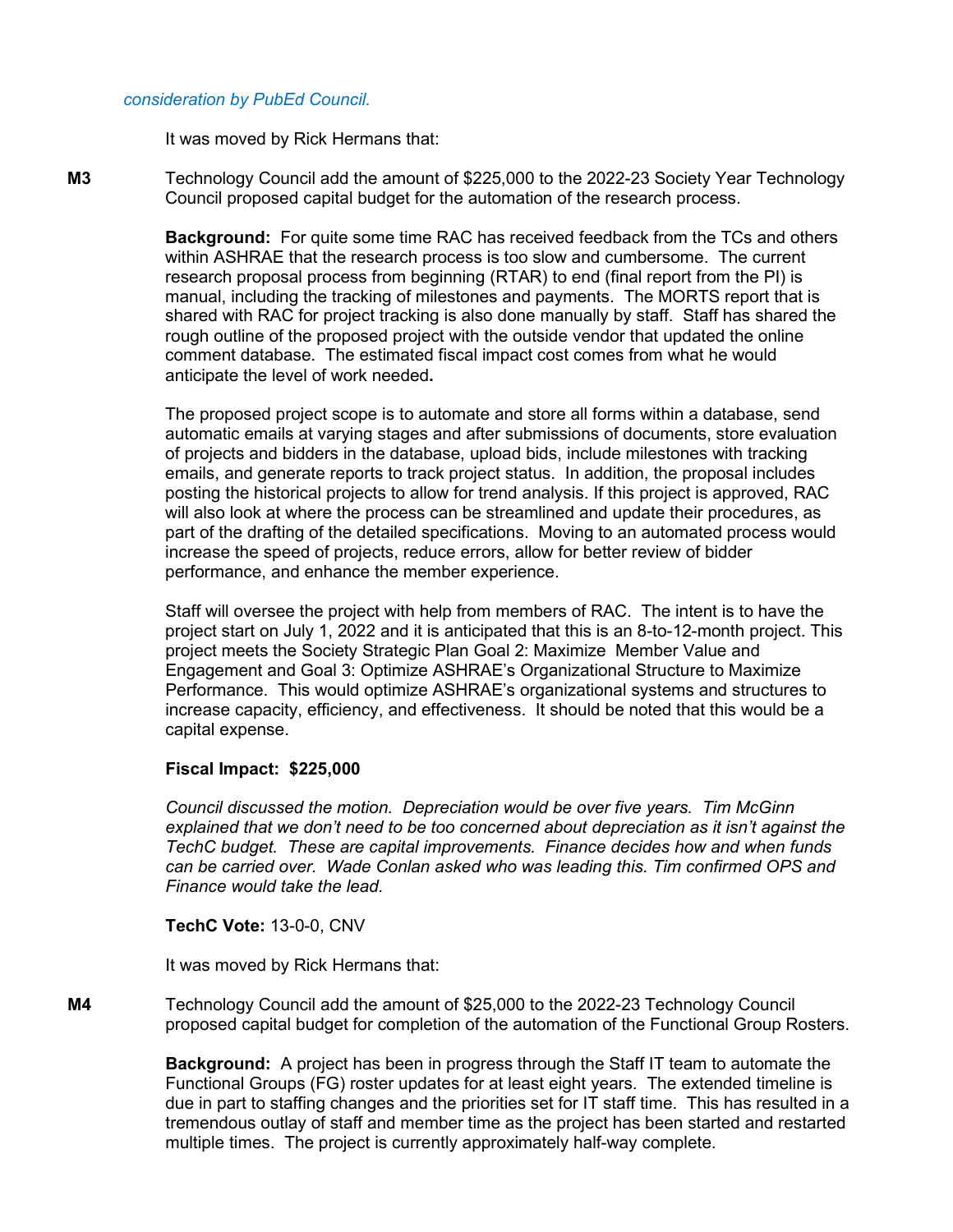*consideration by PubEd Council.*

It was moved by Rick Hermans that:

**M3** Technology Council add the amount of $225,000 to the 2022-23 Society Year Technology Council proposed capital budget for the automation of the research process.

**Background:** For quite some time RAC has received feedback from the TCs and others within ASHRAE that the research process is too slow and cumbersome. The current research proposal process from beginning (RTAR) to end (final report from the PI) is manual, including the tracking of milestones and payments. The MORTS report that is shared with RAC for project tracking is also done manually by staff. Staff has shared the rough outline of the proposed project with the outside vendor that updated the online comment database. The estimated fiscal impact cost comes from what he would anticipate the level of work needed**.**

The proposed project scope is to automate and store all forms within a database, send automatic emails at varying stages and after submissions of documents, store evaluation of projects and bidders in the database, upload bids, include milestones with tracking emails, and generate reports to track project status. In addition, the proposal includes posting the historical projects to allow for trend analysis. If this project is approved, RAC will also look at where the process can be streamlined and update their procedures, as part of the drafting of the detailed specifications. Moving to an automated process would increase the speed of projects, reduce errors, allow for better review of bidder performance, and enhance the member experience.

Staff will oversee the project with help from members of RAC. The intent is to have the project start on July 1, 2022 and it is anticipated that this is an 8-to-12-month project. This project meets the Society Strategic Plan Goal 2: Maximize Member Value and Engagement and Goal 3: Optimize ASHRAE's Organizational Structure to Maximize Performance. This would optimize ASHRAE's organizational systems and structures to increase capacity, efficiency, and effectiveness. It should be noted that this would be a capital expense.

**Fiscal Impact: $225,000**

*Council discussed the motion. Depreciation would be over five years. Tim McGinn explained that we don't need to be too concerned about depreciation as it isn't against the TechC budget. These are capital improvements. Finance decides how and when funds can be carried over. Wade Conlan asked who was leading this. Tim confirmed OPS and Finance would take the lead.*

**TechC Vote:** 13-0-0, CNV

It was moved by Rick Hermans that:

**M4** Technology Council add the amount of $25,000 to the 2022-23 Technology Council proposed capital budget for completion of the automation of the Functional Group Rosters.

**Background:** A project has been in progress through the Staff IT team to automate the Functional Groups (FG) roster updates for at least eight years. The extended timeline is due in part to staffing changes and the priorities set for IT staff time. This has resulted in a tremendous outlay of staff and member time as the project has been started and restarted multiple times. The project is currently approximately half-way complete.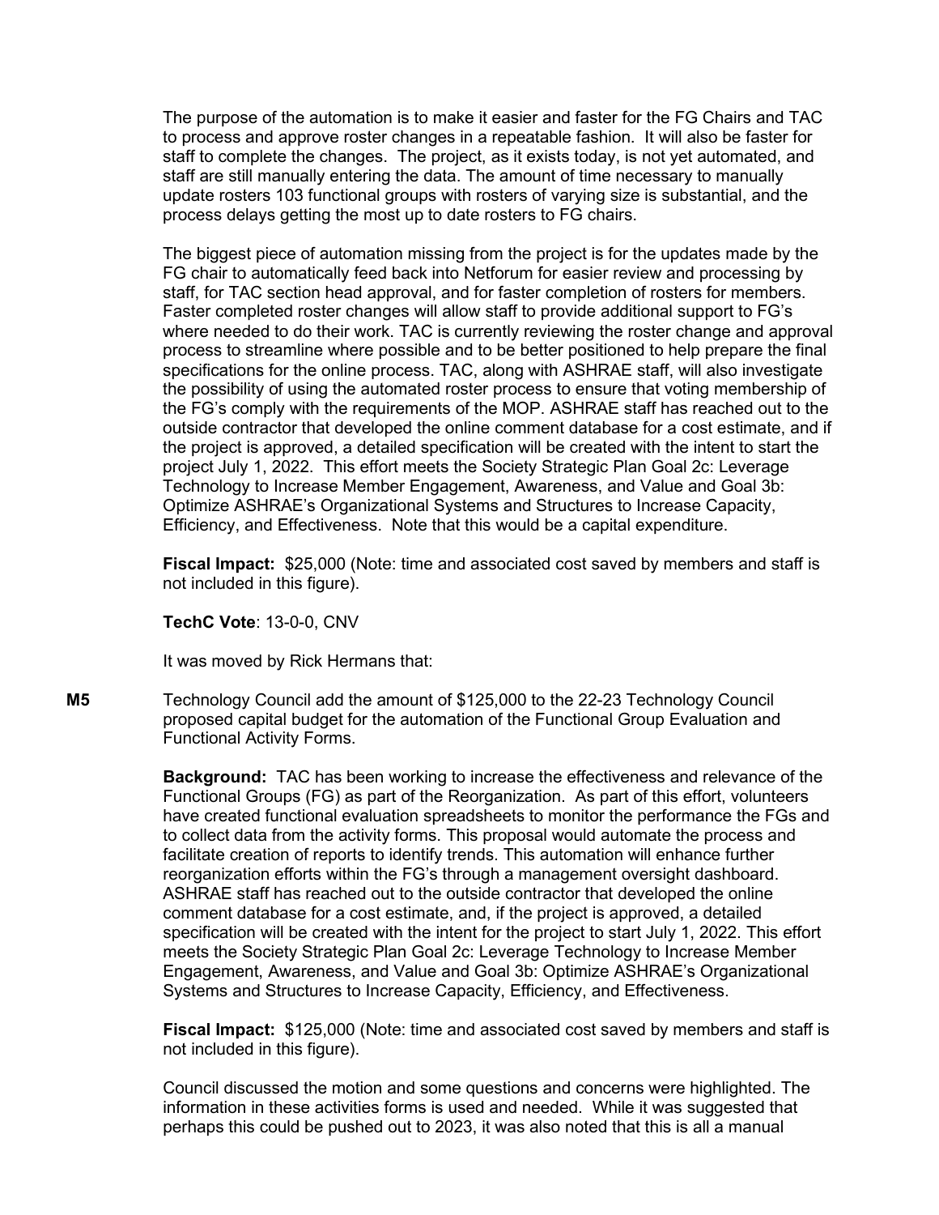The purpose of the automation is to make it easier and faster for the FG Chairs and TAC to process and approve roster changes in a repeatable fashion. It will also be faster for staff to complete the changes. The project, as it exists today, is not yet automated, and staff are still manually entering the data. The amount of time necessary to manually update rosters 103 functional groups with rosters of varying size is substantial, and the process delays getting the most up to date rosters to FG chairs.

The biggest piece of automation missing from the project is for the updates made by the FG chair to automatically feed back into Netforum for easier review and processing by staff, for TAC section head approval, and for faster completion of rosters for members. Faster completed roster changes will allow staff to provide additional support to FG's where needed to do their work. TAC is currently reviewing the roster change and approval process to streamline where possible and to be better positioned to help prepare the final specifications for the online process. TAC, along with ASHRAE staff, will also investigate the possibility of using the automated roster process to ensure that voting membership of the FG's comply with the requirements of the MOP. ASHRAE staff has reached out to the outside contractor that developed the online comment database for a cost estimate, and if the project is approved, a detailed specification will be created with the intent to start the project July 1, 2022. This effort meets the Society Strategic Plan Goal 2c: Leverage Technology to Increase Member Engagement, Awareness, and Value and Goal 3b: Optimize ASHRAE's Organizational Systems and Structures to Increase Capacity, Efficiency, and Effectiveness. Note that this would be a capital expenditure.

**Fiscal Impact:** $25,000 (Note: time and associated cost saved by members and staff is not included in this figure).

**TechC Vote**: 13-0-0, CNV

It was moved by Rick Hermans that:

**M5** Technology Council add the amount of $125,000 to the 22-23 Technology Council proposed capital budget for the automation of the Functional Group Evaluation and Functional Activity Forms.

**Background:** TAC has been working to increase the effectiveness and relevance of the Functional Groups (FG) as part of the Reorganization. As part of this effort, volunteers have created functional evaluation spreadsheets to monitor the performance the FGs and to collect data from the activity forms. This proposal would automate the process and facilitate creation of reports to identify trends. This automation will enhance further reorganization efforts within the FG's through a management oversight dashboard. ASHRAE staff has reached out to the outside contractor that developed the online comment database for a cost estimate, and, if the project is approved, a detailed specification will be created with the intent for the project to start July 1, 2022. This effort meets the Society Strategic Plan Goal 2c: Leverage Technology to Increase Member Engagement, Awareness, and Value and Goal 3b: Optimize ASHRAE's Organizational Systems and Structures to Increase Capacity, Efficiency, and Effectiveness.

**Fiscal Impact:** $125,000 (Note: time and associated cost saved by members and staff is not included in this figure).

Council discussed the motion and some questions and concerns were highlighted. The information in these activities forms is used and needed. While it was suggested that perhaps this could be pushed out to 2023, it was also noted that this is all a manual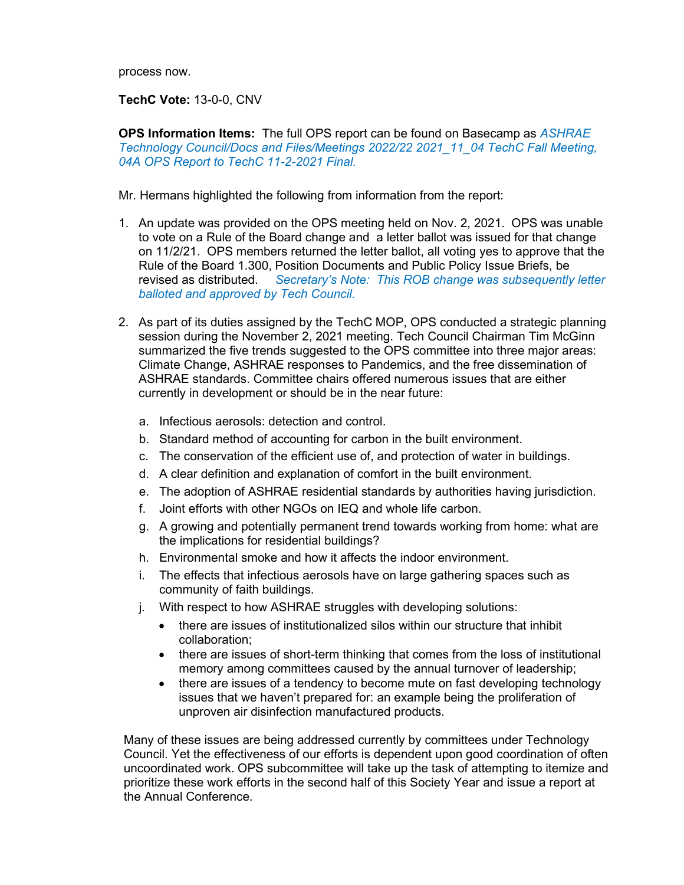process now.

**TechC Vote:** 13-0-0, CNV

**OPS Information Items:** The full OPS report can be found on Basecamp as *ASHRAE Technology Council/Docs and Files/Meetings 2022/22 2021_11_04 TechC Fall Meeting, 04A OPS Report to TechC 11-2-2021 Final.*

Mr. Hermans highlighted the following from information from the report:

1. An update was provided on the OPS meeting held on Nov. 2, 2021. OPS was unable to vote on a Rule of the Board change and a letter ballot was issued for that change on 11/2/21. OPS members returned the letter ballot, all voting yes to approve that the Rule of the Board 1.300, Position Documents and Public Policy Issue Briefs, be revised as distributed. *Secretary's Note: This ROB change was subsequently letter balloted and approved by Tech Council.*

2. As part of its duties assigned by the TechC MOP, OPS conducted a strategic planning session during the November 2, 2021 meeting. Tech Council Chairman Tim McGinn summarized the five trends suggested to the OPS committee into three major areas: Climate Change, ASHRAE responses to Pandemics, and the free dissemination of ASHRAE standards. Committee chairs offered numerous issues that are either currently in development or should be in the near future:

    a. Infectious aerosols: detection and control.
    b. Standard method of accounting for carbon in the built environment.
    c. The conservation of the efficient use of, and protection of water in buildings.
    d. A clear definition and explanation of comfort in the built environment.
    e. The adoption of ASHRAE residential standards by authorities having jurisdiction.
    f. Joint efforts with other NGOs on IEQ and whole life carbon.
    g. A growing and potentially permanent trend towards working from home: what are the implications for residential buildings?
    h. Environmental smoke and how it affects the indoor environment.
    i. The effects that infectious aerosols have on large gathering spaces such as community of faith buildings.
    j. With respect to how ASHRAE struggles with developing solutions:
        - there are issues of institutionalized silos within our structure that inhibit collaboration;
        - there are issues of short-term thinking that comes from the loss of institutional memory among committees caused by the annual turnover of leadership;
        - there are issues of a tendency to become mute on fast developing technology issues that we haven't prepared for: an example being the proliferation of unproven air disinfection manufactured products.

Many of these issues are being addressed currently by committees under Technology Council. Yet the effectiveness of our efforts is dependent upon good coordination of often uncoordinated work. OPS subcommittee will take up the task of attempting to itemize and prioritize these work efforts in the second half of this Society Year and issue a report at the Annual Conference.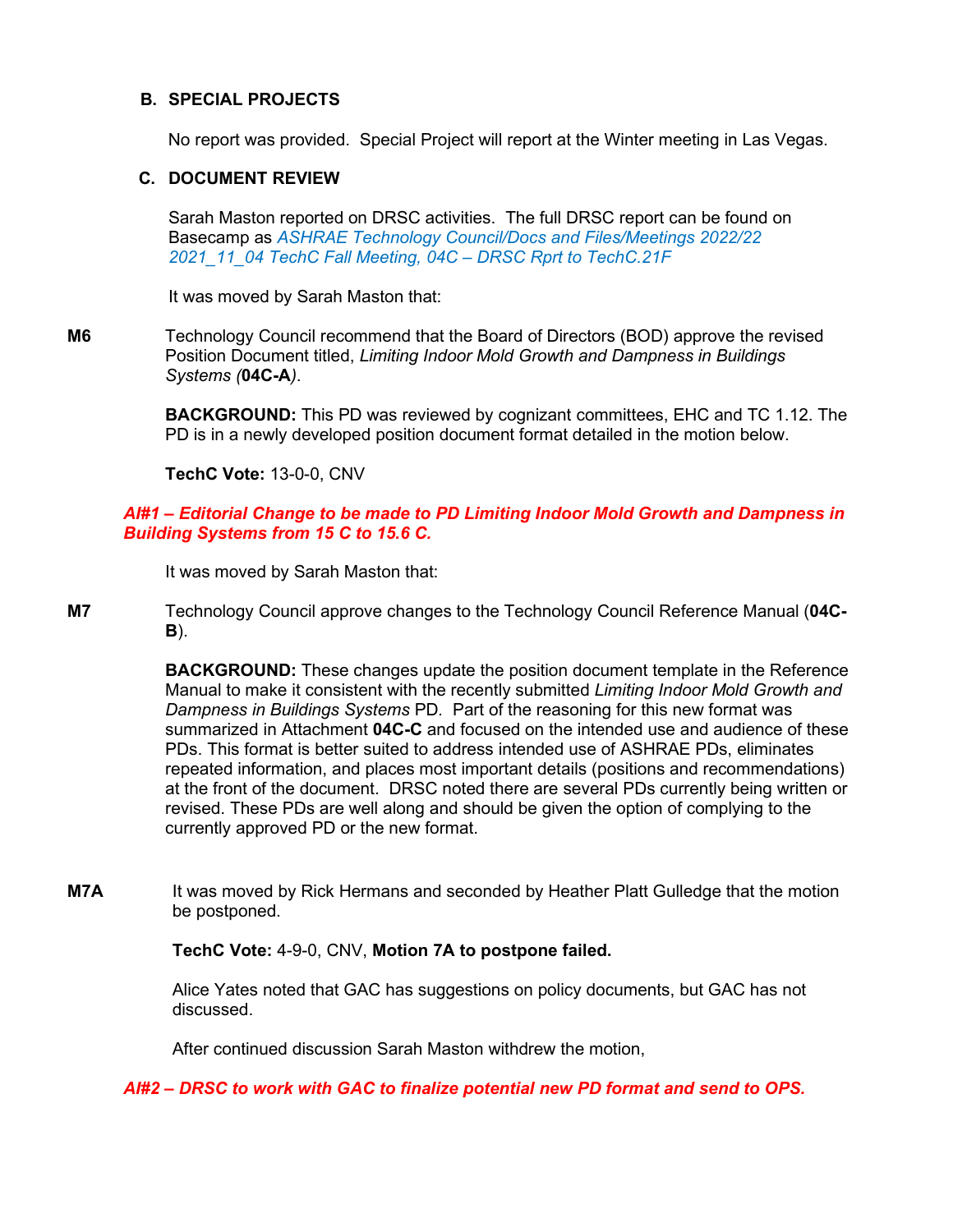## B. SPECIAL PROJECTS

No report was provided. Special Project will report at the Winter meeting in Las Vegas.

## C. DOCUMENT REVIEW

Sarah Maston reported on DRSC activities. The full DRSC report can be found on Basecamp as *ASHRAE Technology Council/Docs and Files/Meetings 2022/22 2021_11_04 TechC Fall Meeting, 04C – DRSC Rprt to TechC.21F*

It was moved by Sarah Maston that:

**M6** Technology Council recommend that the Board of Directors (BOD) approve the revised Position Document titled, *Limiting Indoor Mold Growth and Dampness in Buildings Systems (***04C-A***).*

**BACKGROUND:** This PD was reviewed by cognizant committees, EHC and TC 1.12. The PD is in a newly developed position document format detailed in the motion below.

**TechC Vote:** 13-0-0, CNV

***AI#1 – Editorial Change to be made to PD Limiting Indoor Mold Growth and Dampness in Building Systems from 15 C to 15.6 C.***

It was moved by Sarah Maston that:

**M7** Technology Council approve changes to the Technology Council Reference Manual (**04C-B**).

**BACKGROUND:** These changes update the position document template in the Reference Manual to make it consistent with the recently submitted *Limiting Indoor Mold Growth and Dampness in Buildings Systems* PD. Part of the reasoning for this new format was summarized in Attachment **04C-C** and focused on the intended use and audience of these PDs. This format is better suited to address intended use of ASHRAE PDs, eliminates repeated information, and places most important details (positions and recommendations) at the front of the document. DRSC noted there are several PDs currently being written or revised. These PDs are well along and should be given the option of complying to the currently approved PD or the new format.

**M7A** It was moved by Rick Hermans and seconded by Heather Platt Gulledge that the motion be postponed.

**TechC Vote:** 4-9-0, CNV, **Motion 7A to postpone failed.**

Alice Yates noted that GAC has suggestions on policy documents, but GAC has not discussed.

After continued discussion Sarah Maston withdrew the motion,

***AI#2 – DRSC to work with GAC to finalize potential new PD format and send to OPS.***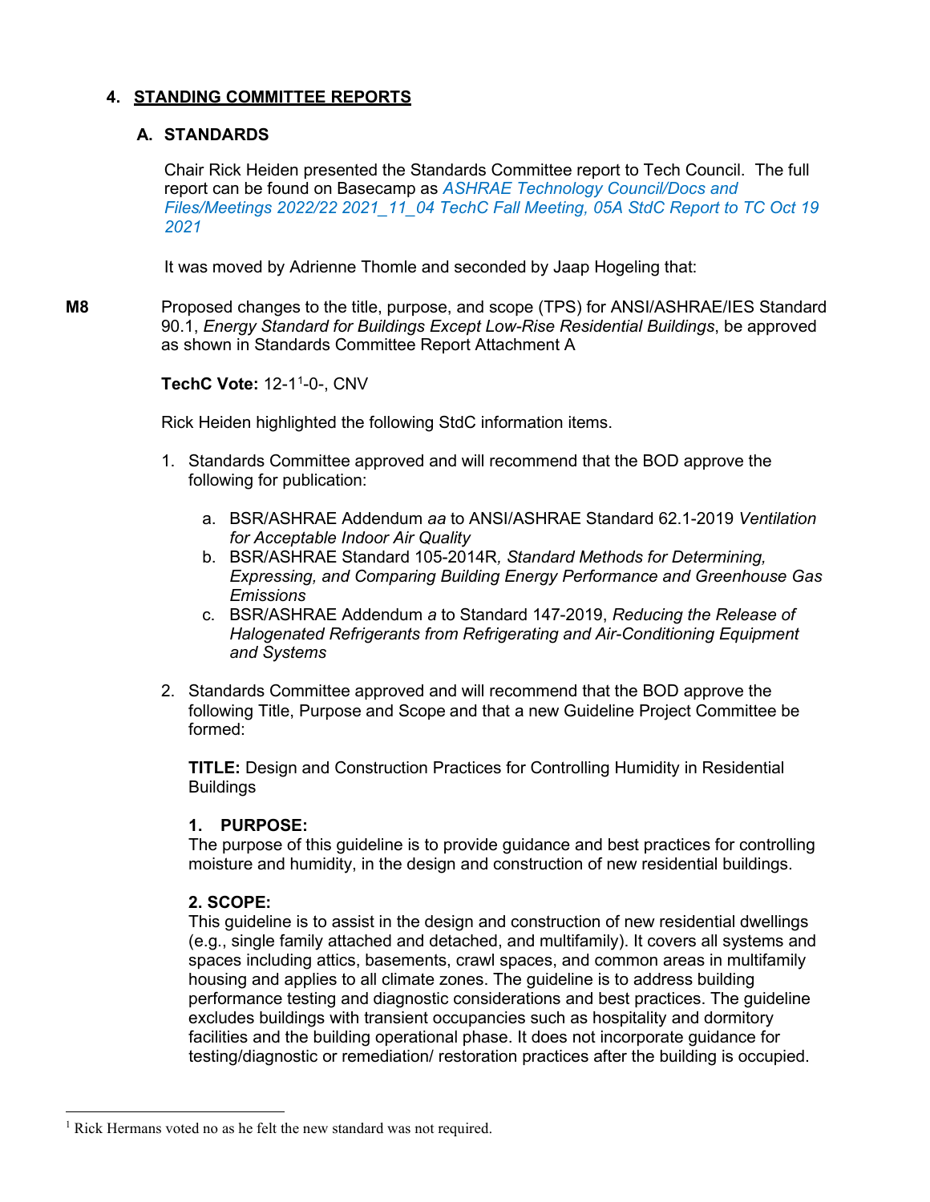## 4. STANDING COMMITTEE REPORTS

### A. STANDARDS

Chair Rick Heiden presented the Standards Committee report to Tech Council. The full report can be found on Basecamp as *ASHRAE Technology Council/Docs and Files/Meetings 2022/22 2021_11_04 TechC Fall Meeting, 05A StdC Report to TC Oct 19 2021*

It was moved by Adrienne Thomle and seconded by Jaap Hogeling that:

**M8** Proposed changes to the title, purpose, and scope (TPS) for ANSI/ASHRAE/IES Standard 90.1, *Energy Standard for Buildings Except Low-Rise Residential Buildings*, be approved as shown in Standards Committee Report Attachment A

**TechC Vote:** 12-1[1]-0-, CNV

Rick Heiden highlighted the following StdC information items.

1. Standards Committee approved and will recommend that the BOD approve the following for publication:

   a. BSR/ASHRAE Addendum *aa* to ANSI/ASHRAE Standard 62.1-2019 *Ventilation for Acceptable Indoor Air Quality*
   b. BSR/ASHRAE Standard 105-2014R*, Standard Methods for Determining, Expressing, and Comparing Building Energy Performance and Greenhouse Gas Emissions*
   c. BSR/ASHRAE Addendum *a* to Standard 147-2019, *Reducing the Release of Halogenated Refrigerants from Refrigerating and Air-Conditioning Equipment and Systems*

2. Standards Committee approved and will recommend that the BOD approve the following Title, Purpose and Scope and that a new Guideline Project Committee be formed:

   **TITLE:** Design and Construction Practices for Controlling Humidity in Residential Buildings

   **1. PURPOSE:**
   The purpose of this guideline is to provide guidance and best practices for controlling moisture and humidity, in the design and construction of new residential buildings.

   **2. SCOPE:**
   This guideline is to assist in the design and construction of new residential dwellings (e.g., single family attached and detached, and multifamily). It covers all systems and spaces including attics, basements, crawl spaces, and common areas in multifamily housing and applies to all climate zones. The guideline is to address building performance testing and diagnostic considerations and best practices. The guideline excludes buildings with transient occupancies such as hospitality and dormitory facilities and the building operational phase. It does not incorporate guidance for testing/diagnostic or remediation/ restoration practices after the building is occupied.

---

[1] Rick Hermans voted no as he felt the new standard was not required.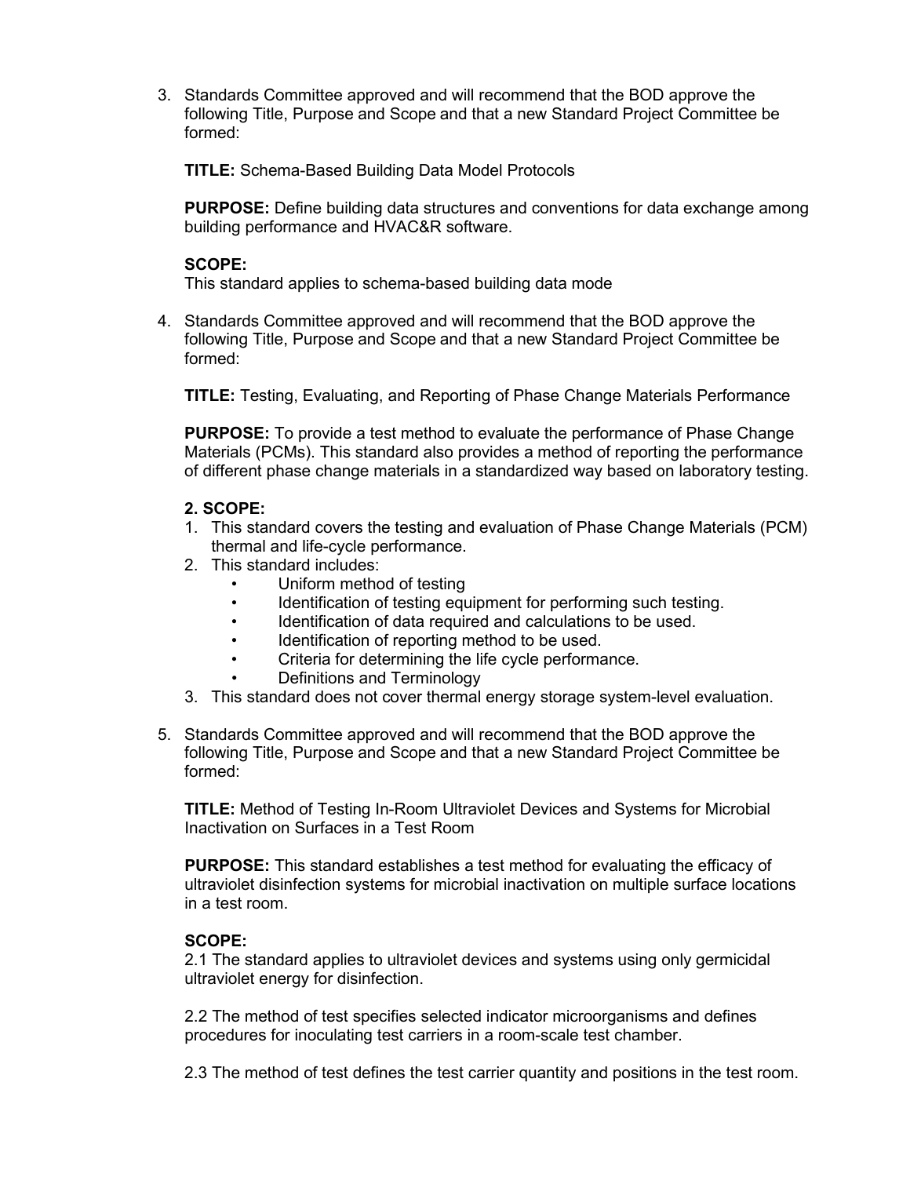3. Standards Committee approved and will recommend that the BOD approve the following Title, Purpose and Scope and that a new Standard Project Committee be formed:

   **TITLE:** Schema-Based Building Data Model Protocols

   **PURPOSE:** Define building data structures and conventions for data exchange among building performance and HVAC&R software.

   **SCOPE:**
   This standard applies to schema-based building data mode

4. Standards Committee approved and will recommend that the BOD approve the following Title, Purpose and Scope and that a new Standard Project Committee be formed:

   **TITLE:** Testing, Evaluating, and Reporting of Phase Change Materials Performance

   **PURPOSE:** To provide a test method to evaluate the performance of Phase Change Materials (PCMs). This standard also provides a method of reporting the performance of different phase change materials in a standardized way based on laboratory testing.

   **2. SCOPE:**
   1. This standard covers the testing and evaluation of Phase Change Materials (PCM) thermal and life-cycle performance.
   2. This standard includes:
      - Uniform method of testing
      - Identification of testing equipment for performing such testing.
      - Identification of data required and calculations to be used.
      - Identification of reporting method to be used.
      - Criteria for determining the life cycle performance.
      - Definitions and Terminology
   3. This standard does not cover thermal energy storage system-level evaluation.

5. Standards Committee approved and will recommend that the BOD approve the following Title, Purpose and Scope and that a new Standard Project Committee be formed:

   **TITLE:** Method of Testing In-Room Ultraviolet Devices and Systems for Microbial Inactivation on Surfaces in a Test Room

   **PURPOSE:** This standard establishes a test method for evaluating the efficacy of ultraviolet disinfection systems for microbial inactivation on multiple surface locations in a test room.

   **SCOPE:**
   2.1 The standard applies to ultraviolet devices and systems using only germicidal ultraviolet energy for disinfection.

   2.2 The method of test specifies selected indicator microorganisms and defines procedures for inoculating test carriers in a room-scale test chamber.

   2.3 The method of test defines the test carrier quantity and positions in the test room.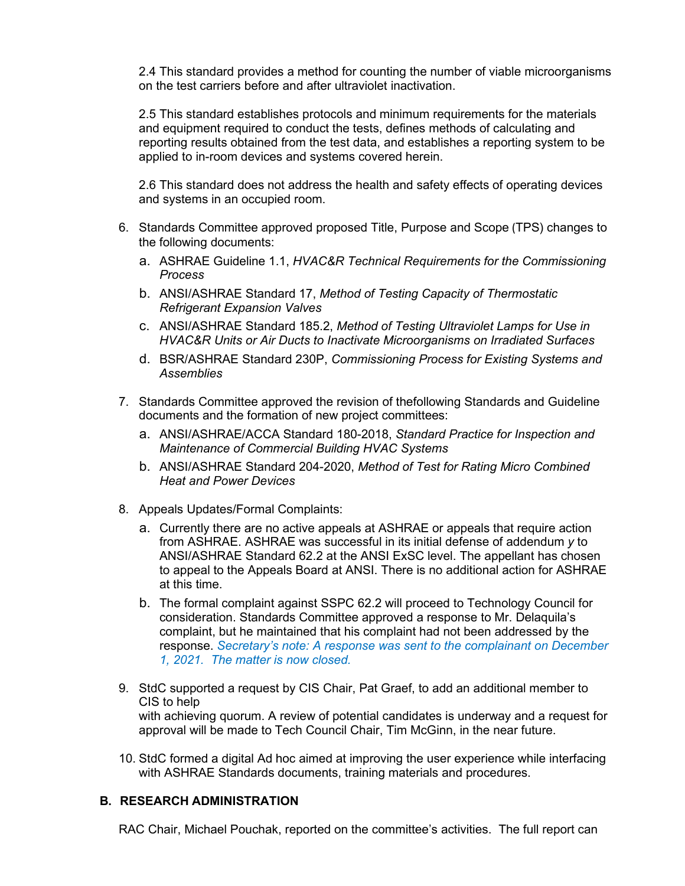2.4 This standard provides a method for counting the number of viable microorganisms on the test carriers before and after ultraviolet inactivation.

2.5 This standard establishes protocols and minimum requirements for the materials and equipment required to conduct the tests, defines methods of calculating and reporting results obtained from the test data, and establishes a reporting system to be applied to in-room devices and systems covered herein.

2.6 This standard does not address the health and safety effects of operating devices and systems in an occupied room.

6. Standards Committee approved proposed Title, Purpose and Scope (TPS) changes to the following documents:
   a. ASHRAE Guideline 1.1, *HVAC&R Technical Requirements for the Commissioning Process*
   b. ANSI/ASHRAE Standard 17, *Method of Testing Capacity of Thermostatic Refrigerant Expansion Valves*
   c. ANSI/ASHRAE Standard 185.2, *Method of Testing Ultraviolet Lamps for Use in HVAC&R Units or Air Ducts to Inactivate Microorganisms on Irradiated Surfaces*
   d. BSR/ASHRAE Standard 230P, *Commissioning Process for Existing Systems and Assemblies*

7. Standards Committee approved the revision of thefollowing Standards and Guideline documents and the formation of new project committees:
   a. ANSI/ASHRAE/ACCA Standard 180-2018, *Standard Practice for Inspection and Maintenance of Commercial Building HVAC Systems*
   b. ANSI/ASHRAE Standard 204-2020, *Method of Test for Rating Micro Combined Heat and Power Devices*

8. Appeals Updates/Formal Complaints:
   a. Currently there are no active appeals at ASHRAE or appeals that require action from ASHRAE. ASHRAE was successful in its initial defense of addendum *y* to ANSI/ASHRAE Standard 62.2 at the ANSI ExSC level. The appellant has chosen to appeal to the Appeals Board at ANSI. There is no additional action for ASHRAE at this time.
   b. The formal complaint against SSPC 62.2 will proceed to Technology Council for consideration. Standards Committee approved a response to Mr. Delaquila's complaint, but he maintained that his complaint had not been addressed by the response. *Secretary's note: A response was sent to the complainant on December 1, 2021. The matter is now closed.*

9. StdC supported a request by CIS Chair, Pat Graef, to add an additional member to CIS to help
   with achieving quorum. A review of potential candidates is underway and a request for approval will be made to Tech Council Chair, Tim McGinn, in the near future.

10. StdC formed a digital Ad hoc aimed at improving the user experience while interfacing with ASHRAE Standards documents, training materials and procedures.

## B. RESEARCH ADMINISTRATION

RAC Chair, Michael Pouchak, reported on the committee's activities. The full report can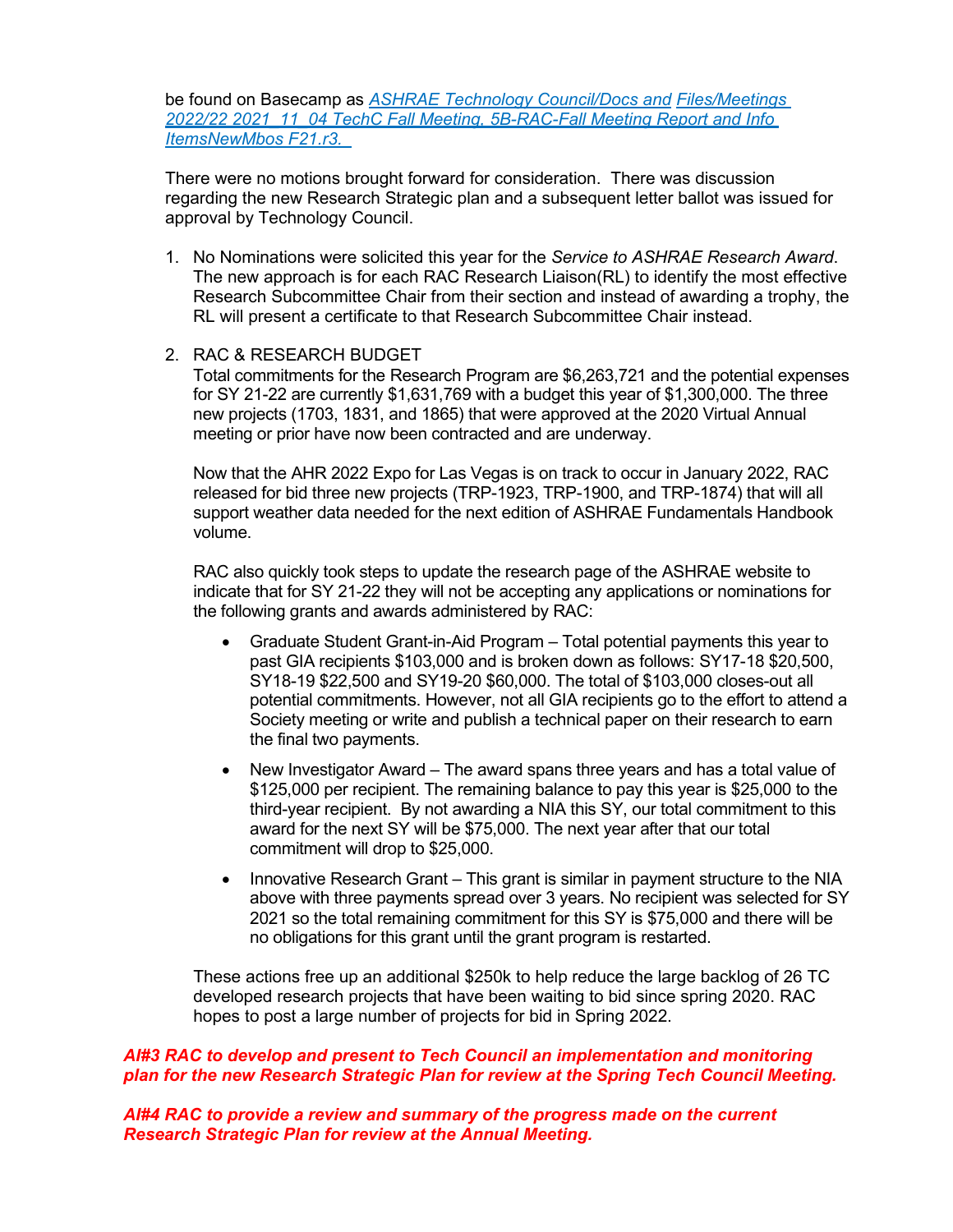be found on Basecamp as *ASHRAE Technology Council/Docs and Files/Meetings 2022/22 2021_11_04 TechC Fall Meeting, 5B-RAC-Fall Meeting Report and Info ItemsNewMbos F21.r3.*

There were no motions brought forward for consideration. There was discussion regarding the new Research Strategic plan and a subsequent letter ballot was issued for approval by Technology Council.

1. No Nominations were solicited this year for the *Service to ASHRAE Research Award*. The new approach is for each RAC Research Liaison(RL) to identify the most effective Research Subcommittee Chair from their section and instead of awarding a trophy, the RL will present a certificate to that Research Subcommittee Chair instead.

2. RAC & RESEARCH BUDGET
   Total commitments for the Research Program are $6,263,721 and the potential expenses for SY 21-22 are currently $1,631,769 with a budget this year of $1,300,000. The three new projects (1703, 1831, and 1865) that were approved at the 2020 Virtual Annual meeting or prior have now been contracted and are underway.

   Now that the AHR 2022 Expo for Las Vegas is on track to occur in January 2022, RAC released for bid three new projects (TRP-1923, TRP-1900, and TRP-1874) that will all support weather data needed for the next edition of ASHRAE Fundamentals Handbook volume.

   RAC also quickly took steps to update the research page of the ASHRAE website to indicate that for SY 21-22 they will not be accepting any applications or nominations for the following grants and awards administered by RAC:

   - Graduate Student Grant-in-Aid Program – Total potential payments this year to past GIA recipients $103,000 and is broken down as follows: SY17-18 $20,500, SY18-19 $22,500 and SY19-20 $60,000. The total of $103,000 closes-out all potential commitments. However, not all GIA recipients go to the effort to attend a Society meeting or write and publish a technical paper on their research to earn the final two payments.

   - New Investigator Award – The award spans three years and has a total value of $125,000 per recipient. The remaining balance to pay this year is $25,000 to the third-year recipient. By not awarding a NIA this SY, our total commitment to this award for the next SY will be $75,000. The next year after that our total commitment will drop to $25,000.

   - Innovative Research Grant – This grant is similar in payment structure to the NIA above with three payments spread over 3 years. No recipient was selected for SY 2021 so the total remaining commitment for this SY is $75,000 and there will be no obligations for this grant until the grant program is restarted.

   These actions free up an additional $250k to help reduce the large backlog of 26 TC developed research projects that have been waiting to bid since spring 2020. RAC hopes to post a large number of projects for bid in Spring 2022.

***AI#3 RAC to develop and present to Tech Council an implementation and monitoring plan for the new Research Strategic Plan for review at the Spring Tech Council Meeting.***

***AI#4 RAC to provide a review and summary of the progress made on the current Research Strategic Plan for review at the Annual Meeting.***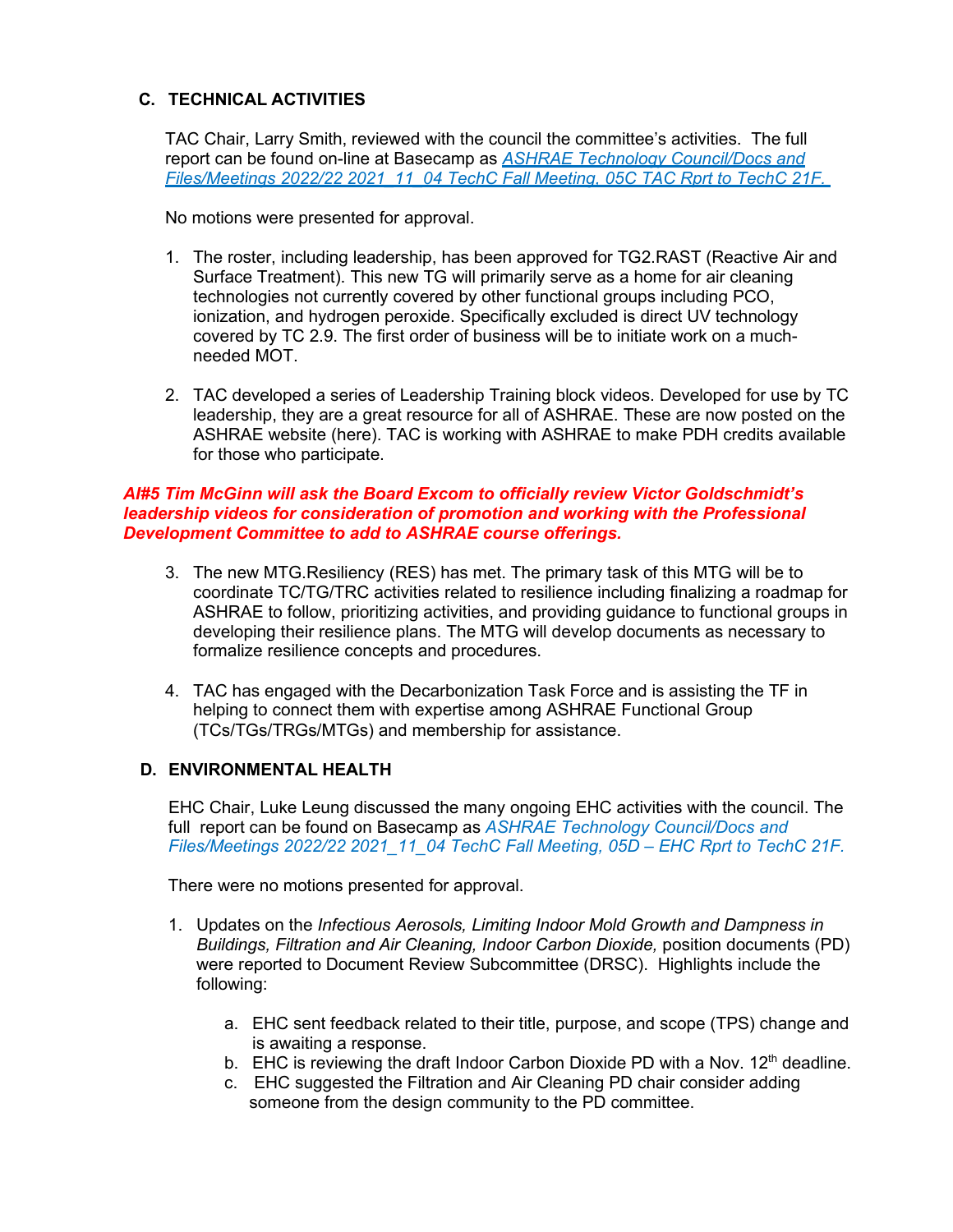## C. TECHNICAL ACTIVITIES

TAC Chair, Larry Smith, reviewed with the council the committee's activities. The full report can be found on-line at Basecamp as *ASHRAE Technology Council/Docs and Files/Meetings 2022/22 2021_11_04 TechC Fall Meeting, 05C TAC Rprt to TechC 21F.*

No motions were presented for approval.

1. The roster, including leadership, has been approved for TG2.RAST (Reactive Air and Surface Treatment). This new TG will primarily serve as a home for air cleaning technologies not currently covered by other functional groups including PCO, ionization, and hydrogen peroxide. Specifically excluded is direct UV technology covered by TC 2.9. The first order of business will be to initiate work on a much-needed MOT.

2. TAC developed a series of Leadership Training block videos. Developed for use by TC leadership, they are a great resource for all of ASHRAE. These are now posted on the ASHRAE website (here). TAC is working with ASHRAE to make PDH credits available for those who participate.

***AI#5 Tim McGinn will ask the Board Excom to officially review Victor Goldschmidt's leadership videos for consideration of promotion and working with the Professional Development Committee to add to ASHRAE course offerings.***

3. The new MTG.Resiliency (RES) has met. The primary task of this MTG will be to coordinate TC/TG/TRC activities related to resilience including finalizing a roadmap for ASHRAE to follow, prioritizing activities, and providing guidance to functional groups in developing their resilience plans. The MTG will develop documents as necessary to formalize resilience concepts and procedures.

4. TAC has engaged with the Decarbonization Task Force and is assisting the TF in helping to connect them with expertise among ASHRAE Functional Group (TCs/TGs/TRGs/MTGs) and membership for assistance.

## D. ENVIRONMENTAL HEALTH

EHC Chair, Luke Leung discussed the many ongoing EHC activities with the council. The full report can be found on Basecamp as *ASHRAE Technology Council/Docs and Files/Meetings 2022/22 2021_11_04 TechC Fall Meeting, 05D – EHC Rprt to TechC 21F.*

There were no motions presented for approval.

1. Updates on the *Infectious Aerosols, Limiting Indoor Mold Growth and Dampness in Buildings, Filtration and Air Cleaning, Indoor Carbon Dioxide,* position documents (PD) were reported to Document Review Subcommittee (DRSC). Highlights include the following:

   a. EHC sent feedback related to their title, purpose, and scope (TPS) change and is awaiting a response.
   b. EHC is reviewing the draft Indoor Carbon Dioxide PD with a Nov. 12th deadline.
   c. EHC suggested the Filtration and Air Cleaning PD chair consider adding someone from the design community to the PD committee.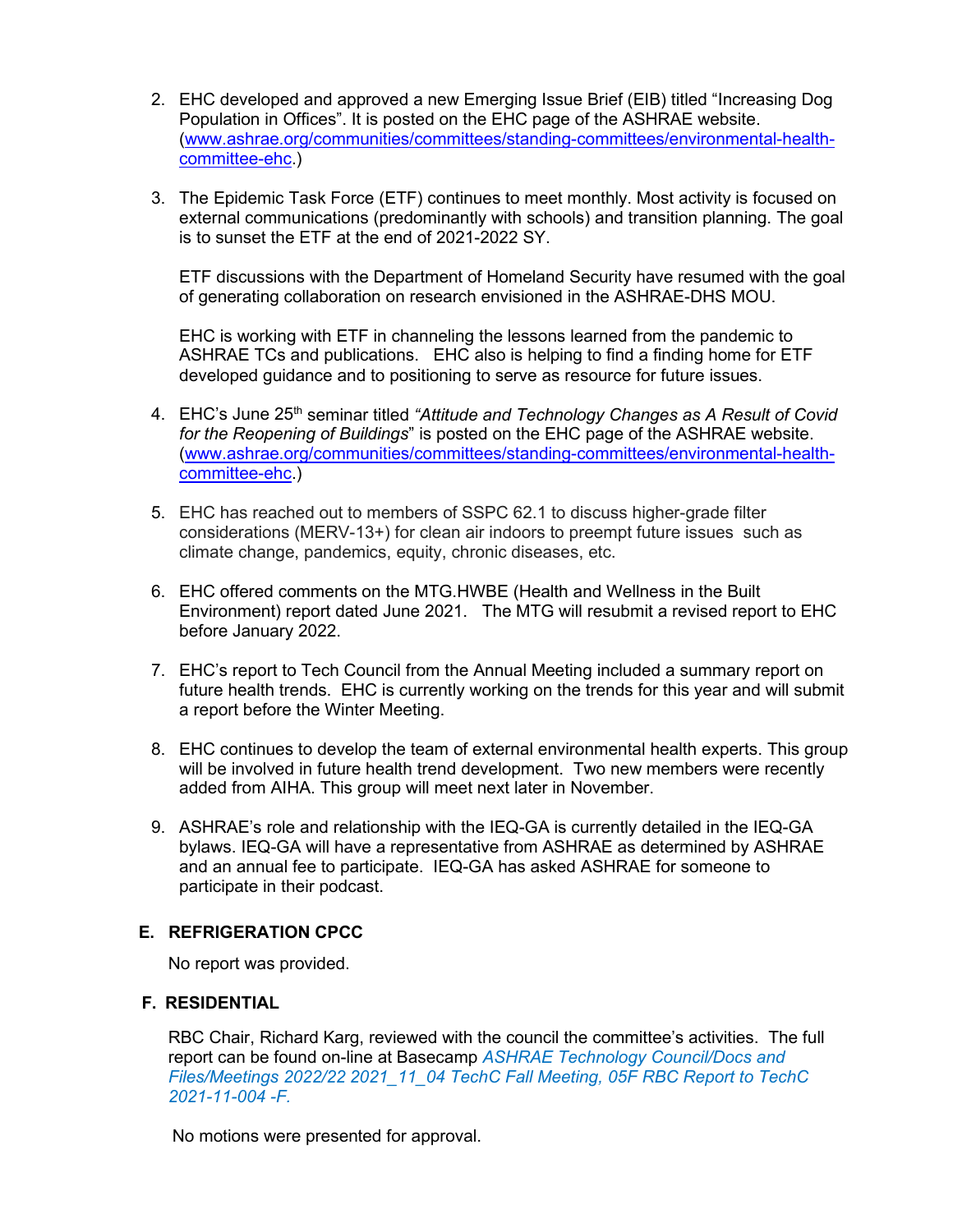2. EHC developed and approved a new Emerging Issue Brief (EIB) titled "Increasing Dog Population in Offices". It is posted on the EHC page of the ASHRAE website. (www.ashrae.org/communities/committees/standing-committees/environmental-health-committee-ehc.)

3. The Epidemic Task Force (ETF) continues to meet monthly. Most activity is focused on external communications (predominantly with schools) and transition planning. The goal is to sunset the ETF at the end of 2021-2022 SY.

   ETF discussions with the Department of Homeland Security have resumed with the goal of generating collaboration on research envisioned in the ASHRAE-DHS MOU.

   EHC is working with ETF in channeling the lessons learned from the pandemic to ASHRAE TCs and publications. EHC also is helping to find a finding home for ETF developed guidance and to positioning to serve as resource for future issues.

4. EHC's June 25th seminar titled *"Attitude and Technology Changes as A Result of Covid for the Reopening of Buildings"* is posted on the EHC page of the ASHRAE website. (www.ashrae.org/communities/committees/standing-committees/environmental-health-committee-ehc.)

5. EHC has reached out to members of SSPC 62.1 to discuss higher-grade filter considerations (MERV-13+) for clean air indoors to preempt future issues such as climate change, pandemics, equity, chronic diseases, etc.

6. EHC offered comments on the MTG.HWBE (Health and Wellness in the Built Environment) report dated June 2021. The MTG will resubmit a revised report to EHC before January 2022.

7. EHC's report to Tech Council from the Annual Meeting included a summary report on future health trends. EHC is currently working on the trends for this year and will submit a report before the Winter Meeting.

8. EHC continues to develop the team of external environmental health experts. This group will be involved in future health trend development. Two new members were recently added from AIHA. This group will meet next later in November.

9. ASHRAE's role and relationship with the IEQ-GA is currently detailed in the IEQ-GA bylaws. IEQ-GA will have a representative from ASHRAE as determined by ASHRAE and an annual fee to participate. IEQ-GA has asked ASHRAE for someone to participate in their podcast.

## E. REFRIGERATION CPCC

No report was provided.

## F. RESIDENTIAL

RBC Chair, Richard Karg, reviewed with the council the committee's activities. The full report can be found on-line at Basecamp *ASHRAE Technology Council/Docs and Files/Meetings 2022/22 2021_11_04 TechC Fall Meeting, 05F RBC Report to TechC 2021-11-004 -F.*

No motions were presented for approval.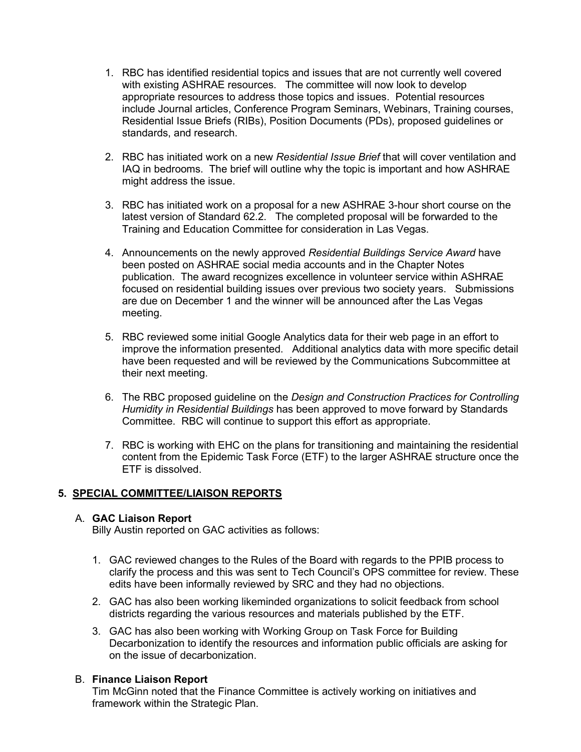1. RBC has identified residential topics and issues that are not currently well covered with existing ASHRAE resources. The committee will now look to develop appropriate resources to address those topics and issues. Potential resources include Journal articles, Conference Program Seminars, Webinars, Training courses, Residential Issue Briefs (RIBs), Position Documents (PDs), proposed guidelines or standards, and research.

2. RBC has initiated work on a new *Residential Issue Brief* that will cover ventilation and IAQ in bedrooms. The brief will outline why the topic is important and how ASHRAE might address the issue.

3. RBC has initiated work on a proposal for a new ASHRAE 3-hour short course on the latest version of Standard 62.2. The completed proposal will be forwarded to the Training and Education Committee for consideration in Las Vegas.

4. Announcements on the newly approved *Residential Buildings Service Award* have been posted on ASHRAE social media accounts and in the Chapter Notes publication. The award recognizes excellence in volunteer service within ASHRAE focused on residential building issues over previous two society years. Submissions are due on December 1 and the winner will be announced after the Las Vegas meeting.

5. RBC reviewed some initial Google Analytics data for their web page in an effort to improve the information presented. Additional analytics data with more specific detail have been requested and will be reviewed by the Communications Subcommittee at their next meeting.

6. The RBC proposed guideline on the *Design and Construction Practices for Controlling Humidity in Residential Buildings* has been approved to move forward by Standards Committee. RBC will continue to support this effort as appropriate.

7. RBC is working with EHC on the plans for transitioning and maintaining the residential content from the Epidemic Task Force (ETF) to the larger ASHRAE structure once the ETF is dissolved.

## 5. SPECIAL COMMITTEE/LIAISON REPORTS

### A. GAC Liaison Report

Billy Austin reported on GAC activities as follows:

1. GAC reviewed changes to the Rules of the Board with regards to the PPIB process to clarify the process and this was sent to Tech Council's OPS committee for review. These edits have been informally reviewed by SRC and they had no objections.
2. GAC has also been working likeminded organizations to solicit feedback from school districts regarding the various resources and materials published by the ETF.
3. GAC has also been working with Working Group on Task Force for Building Decarbonization to identify the resources and information public officials are asking for on the issue of decarbonization.

### B. Finance Liaison Report

Tim McGinn noted that the Finance Committee is actively working on initiatives and framework within the Strategic Plan.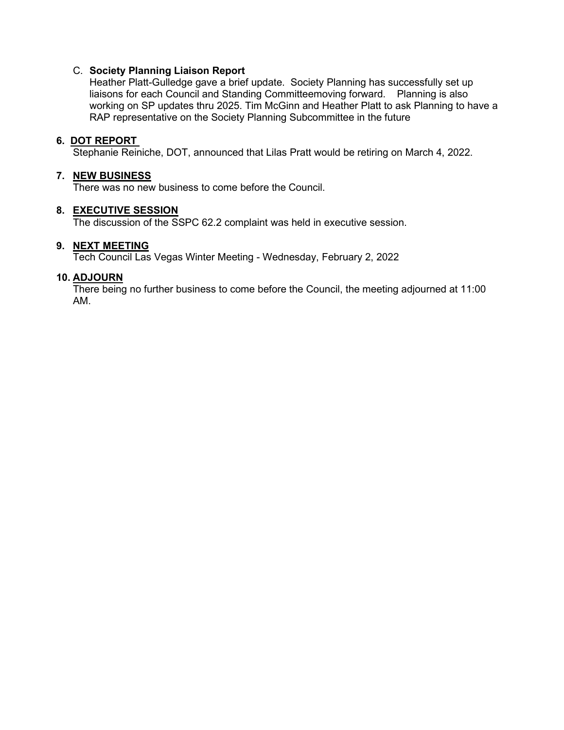C. **Society Planning Liaison Report**

Heather Platt-Gulledge gave a brief update. Society Planning has successfully set up liaisons for each Council and Standing Committeemoving forward. Planning is also working on SP updates thru 2025. Tim McGinn and Heather Platt to ask Planning to have a RAP representative on the Society Planning Subcommittee in the future

**6. DOT REPORT**

Stephanie Reiniche, DOT, announced that Lilas Pratt would be retiring on March 4, 2022.

**7. NEW BUSINESS**

There was no new business to come before the Council.

**8. EXECUTIVE SESSION**

The discussion of the SSPC 62.2 complaint was held in executive session.

**9. NEXT MEETING**

Tech Council Las Vegas Winter Meeting - Wednesday, February 2, 2022

**10. ADJOURN**

There being no further business to come before the Council, the meeting adjourned at 11:00 AM.